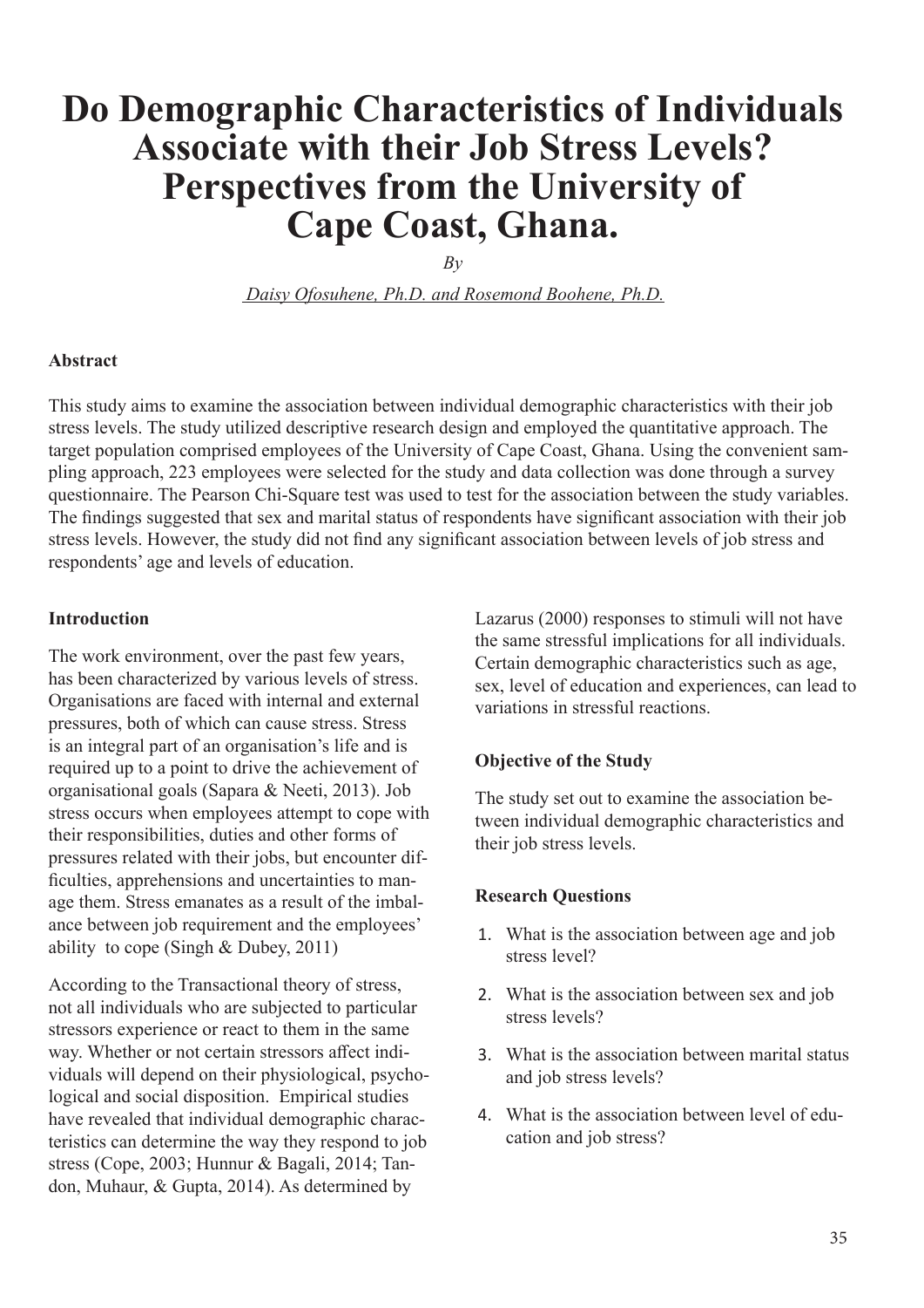# Do Demographic Characteristics of Individuals Associate with their Job Stress Levels? Perspectives from the University of Cape Coast, Ghana.

*By*

Daisy Ofosuhene, Ph.D. and Rosemond Boohene, Ph.D.

## Abstract

This study aims to examine the association between individual demographic characteristics with their job stress levels. The study utilized descriptive research design and employed the quantitative approach. The target population comprised employees of the University of Cape Coast, Ghana. Using the convenient sampling approach, 223 employees were selected for the study and data collection was done through a survey questionnaire. The Pearson Chi-Square test was used to test for the association between the study variables. The findings suggested that sex and marital status of respondents have significant association with their job stress levels. However, the study did not find any significant association between levels of job stress and respondents' age and levels of education.

## Introduction

The work environment, over the past few years, has been characterized by various levels of stress. Organisations are faced with internal and external pressures, both of which can cause stress. Stress is an integral part of an organisation's life and is required up to a point to drive the achievement of organisational goals (Sapara & Neeti, 2013). Job stress occurs when employees attempt to cope with their responsibilities, duties and other forms of pressures related with their jobs, but encounter difficulties, apprehensions and uncertainties to manage them. Stress emanates as a result of the imbalance between job requirement and the employees' ability to cope (Singh & Dubey, 2011)

According to the Transactional theory of stress, not all individuals who are subjected to particular stressors experience or react to them in the same way. Whether or not certain stressors affect individuals will depend on their physiological, psychological and social disposition. Empirical studies have revealed that individual demographic characteristics can determine the way they respond to job stress (Cope, 2003; Hunnur & Bagali, 2014; Tandon, Muhaur, & Gupta, 2014). As determined by Lazarus (2000) responses to stimuli will not have the same stressful implications for all individuals. Certain demographic characteristics such as age, sex, level of education and experiences, can lead to variations in stressful reactions.

### Objective of the Study

The study set out to examine the association between individual demographic characteristics and their job stress levels.

### Research Questions

1. What is the association between age and job stress level?
2. What is the association between sex and job stress levels?
3. What is the association between marital status and job stress levels?
4. What is the association between level of education and job stress?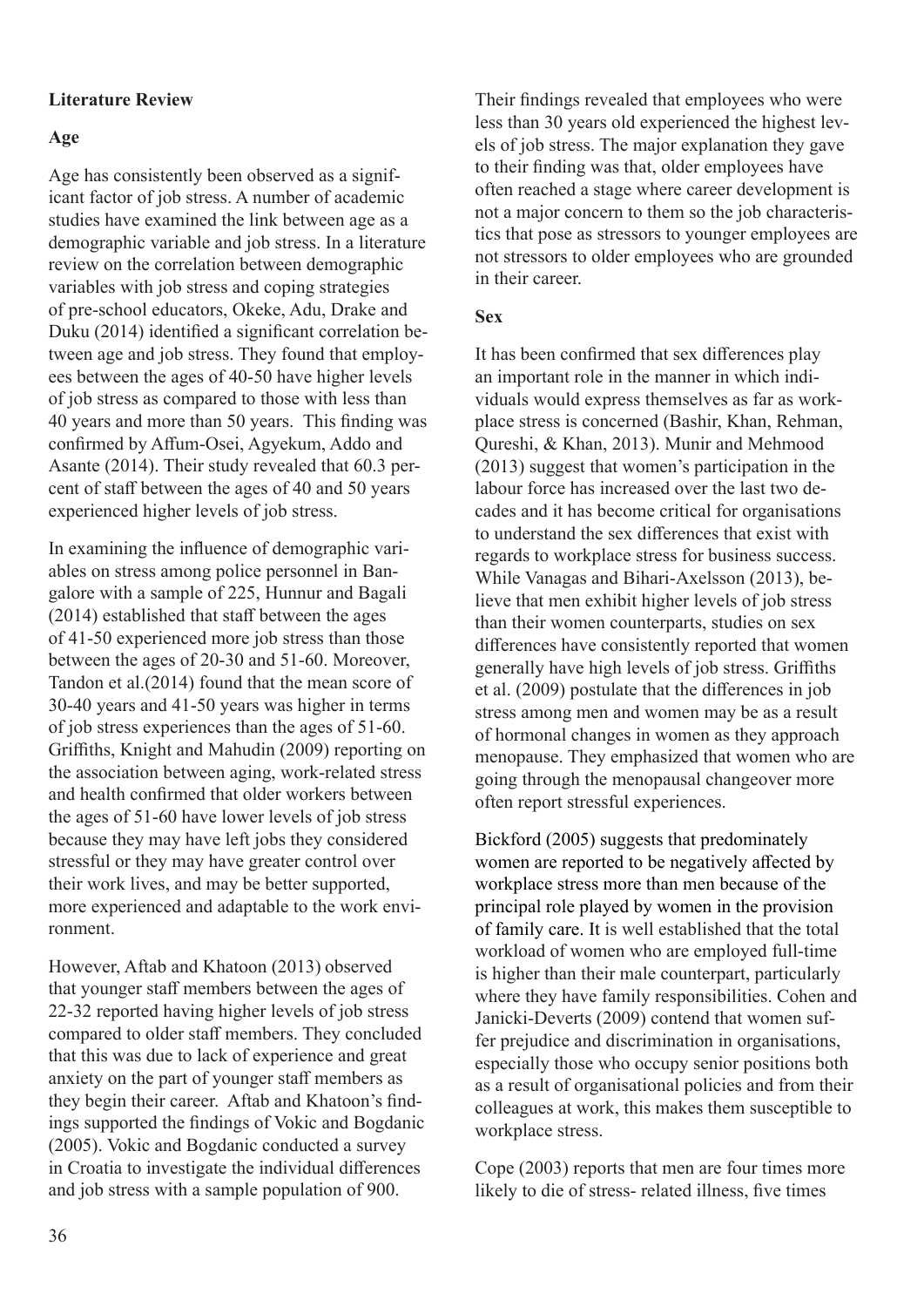## Literature Review

### Age

Age has consistently been observed as a significant factor of job stress. A number of academic studies have examined the link between age as a demographic variable and job stress. In a literature review on the correlation between demographic variables with job stress and coping strategies of pre-school educators, Okeke, Adu, Drake and Duku (2014) identified a significant correlation between age and job stress. They found that employees between the ages of 40-50 have higher levels of job stress as compared to those with less than 40 years and more than 50 years. This finding was confirmed by Affum-Osei, Agyekum, Addo and Asante (2014). Their study revealed that 60.3 percent of staff between the ages of 40 and 50 years experienced higher levels of job stress.

In examining the influence of demographic variables on stress among police personnel in Bangalore with a sample of 225, Hunnur and Bagali (2014) established that staff between the ages of 41-50 experienced more job stress than those between the ages of 20-30 and 51-60. Moreover, Tandon et al.(2014) found that the mean score of 30-40 years and 41-50 years was higher in terms of job stress experiences than the ages of 51-60. Griffiths, Knight and Mahudin (2009) reporting on the association between aging, work-related stress and health confirmed that older workers between the ages of 51-60 have lower levels of job stress because they may have left jobs they considered stressful or they may have greater control over their work lives, and may be better supported, more experienced and adaptable to the work environment.

However, Aftab and Khatoon (2013) observed that younger staff members between the ages of 22-32 reported having higher levels of job stress compared to older staff members. They concluded that this was due to lack of experience and great anxiety on the part of younger staff members as they begin their career. Aftab and Khatoon's findings supported the findings of Vokic and Bogdanic (2005). Vokic and Bogdanic conducted a survey in Croatia to investigate the individual differences and job stress with a sample population of 900. Their findings revealed that employees who were less than 30 years old experienced the highest levels of job stress. The major explanation they gave to their finding was that, older employees have often reached a stage where career development is not a major concern to them so the job characteristics that pose as stressors to younger employees are not stressors to older employees who are grounded in their career.

### Sex

It has been confirmed that sex differences play an important role in the manner in which individuals would express themselves as far as workplace stress is concerned (Bashir, Khan, Rehman, Qureshi, & Khan, 2013). Munir and Mehmood (2013) suggest that women's participation in the labour force has increased over the last two decades and it has become critical for organisations to understand the sex differences that exist with regards to workplace stress for business success. While Vanagas and Bihari-Axelsson (2013), believe that men exhibit higher levels of job stress than their women counterparts, studies on sex differences have consistently reported that women generally have high levels of job stress. Griffiths et al. (2009) postulate that the differences in job stress among men and women may be as a result of hormonal changes in women as they approach menopause. They emphasized that women who are going through the menopausal changeover more often report stressful experiences.

Bickford (2005) suggests that predominately women are reported to be negatively affected by workplace stress more than men because of the principal role played by women in the provision of family care. It is well established that the total workload of women who are employed full-time is higher than their male counterpart, particularly where they have family responsibilities. Cohen and Janicki-Deverts (2009) contend that women suffer prejudice and discrimination in organisations, especially those who occupy senior positions both as a result of organisational policies and from their colleagues at work, this makes them susceptible to workplace stress.

Cope (2003) reports that men are four times more likely to die of stress- related illness, five times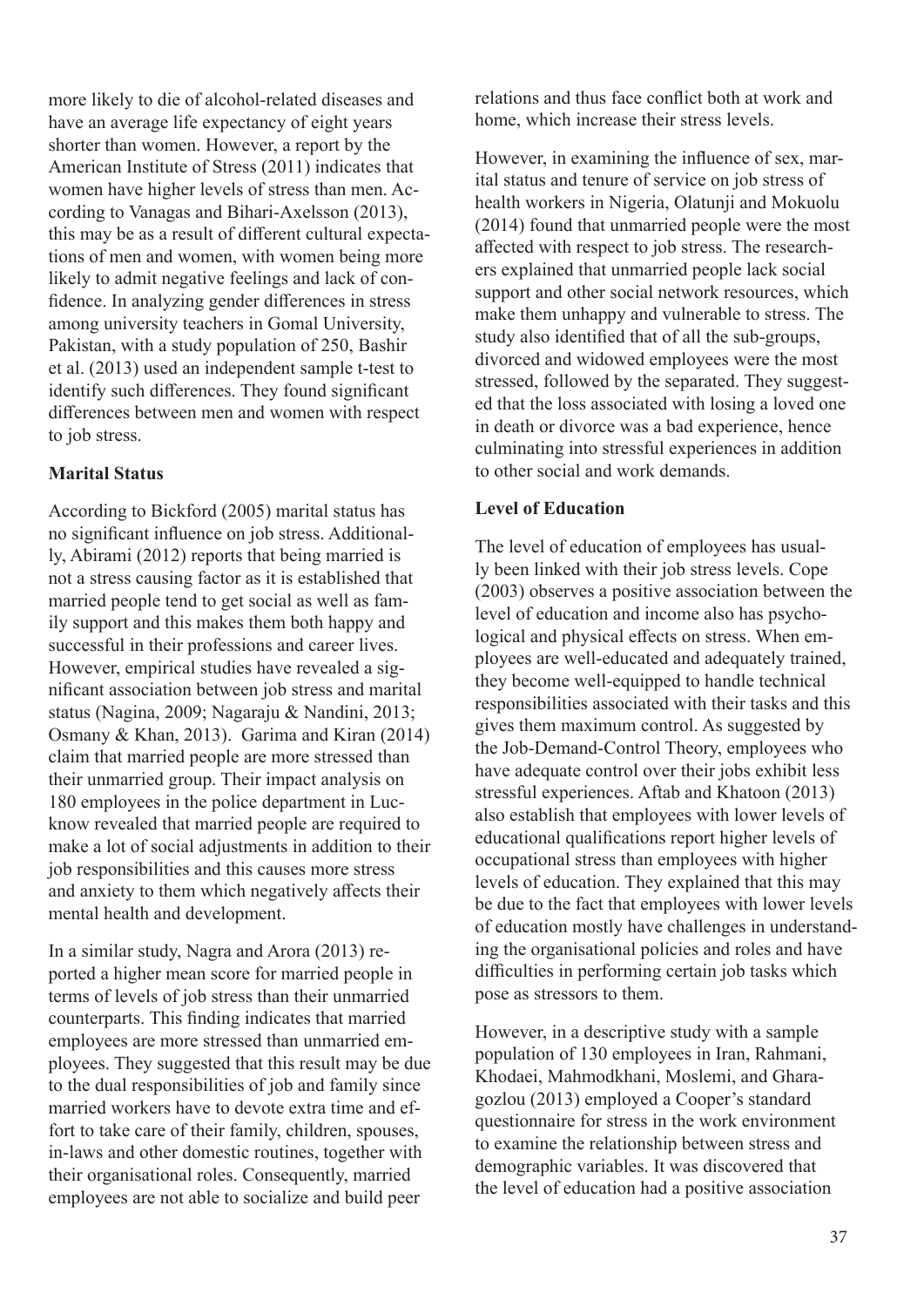more likely to die of alcohol-related diseases and have an average life expectancy of eight years shorter than women. However, a report by the American Institute of Stress (2011) indicates that women have higher levels of stress than men. According to Vanagas and Bihari-Axelsson (2013), this may be as a result of different cultural expectations of men and women, with women being more likely to admit negative feelings and lack of confidence. In analyzing gender differences in stress among university teachers in Gomal University, Pakistan, with a study population of 250, Bashir et al. (2013) used an independent sample t-test to identify such differences. They found significant differences between men and women with respect to job stress.

**Marital Status**

According to Bickford (2005) marital status has no significant influence on job stress. Additionally, Abirami (2012) reports that being married is not a stress causing factor as it is established that married people tend to get social as well as family support and this makes them both happy and successful in their professions and career lives. However, empirical studies have revealed a significant association between job stress and marital status (Nagina, 2009; Nagaraju & Nandini, 2013; Osmany & Khan, 2013). Garima and Kiran (2014) claim that married people are more stressed than their unmarried group. Their impact analysis on 180 employees in the police department in Lucknow revealed that married people are required to make a lot of social adjustments in addition to their job responsibilities and this causes more stress and anxiety to them which negatively affects their mental health and development.

In a similar study, Nagra and Arora (2013) reported a higher mean score for married people in terms of levels of job stress than their unmarried counterparts. This finding indicates that married employees are more stressed than unmarried employees. They suggested that this result may be due to the dual responsibilities of job and family since married workers have to devote extra time and effort to take care of their family, children, spouses, in-laws and other domestic routines, together with their organisational roles. Consequently, married employees are not able to socialize and build peer relations and thus face conflict both at work and home, which increase their stress levels.

However, in examining the influence of sex, marital status and tenure of service on job stress of health workers in Nigeria, Olatunji and Mokuolu (2014) found that unmarried people were the most affected with respect to job stress. The researchers explained that unmarried people lack social support and other social network resources, which make them unhappy and vulnerable to stress. The study also identified that of all the sub-groups, divorced and widowed employees were the most stressed, followed by the separated. They suggested that the loss associated with losing a loved one in death or divorce was a bad experience, hence culminating into stressful experiences in addition to other social and work demands.

**Level of Education**

The level of education of employees has usually been linked with their job stress levels. Cope (2003) observes a positive association between the level of education and income also has psychological and physical effects on stress. When employees are well-educated and adequately trained, they become well-equipped to handle technical responsibilities associated with their tasks and this gives them maximum control. As suggested by the Job-Demand-Control Theory, employees who have adequate control over their jobs exhibit less stressful experiences. Aftab and Khatoon (2013) also establish that employees with lower levels of educational qualifications report higher levels of occupational stress than employees with higher levels of education. They explained that this may be due to the fact that employees with lower levels of education mostly have challenges in understanding the organisational policies and roles and have difficulties in performing certain job tasks which pose as stressors to them.

However, in a descriptive study with a sample population of 130 employees in Iran, Rahmani, Khodaei, Mahmodkhani, Moslemi, and Gharagozlou (2013) employed a Cooper's standard questionnaire for stress in the work environment to examine the relationship between stress and demographic variables. It was discovered that the level of education had a positive association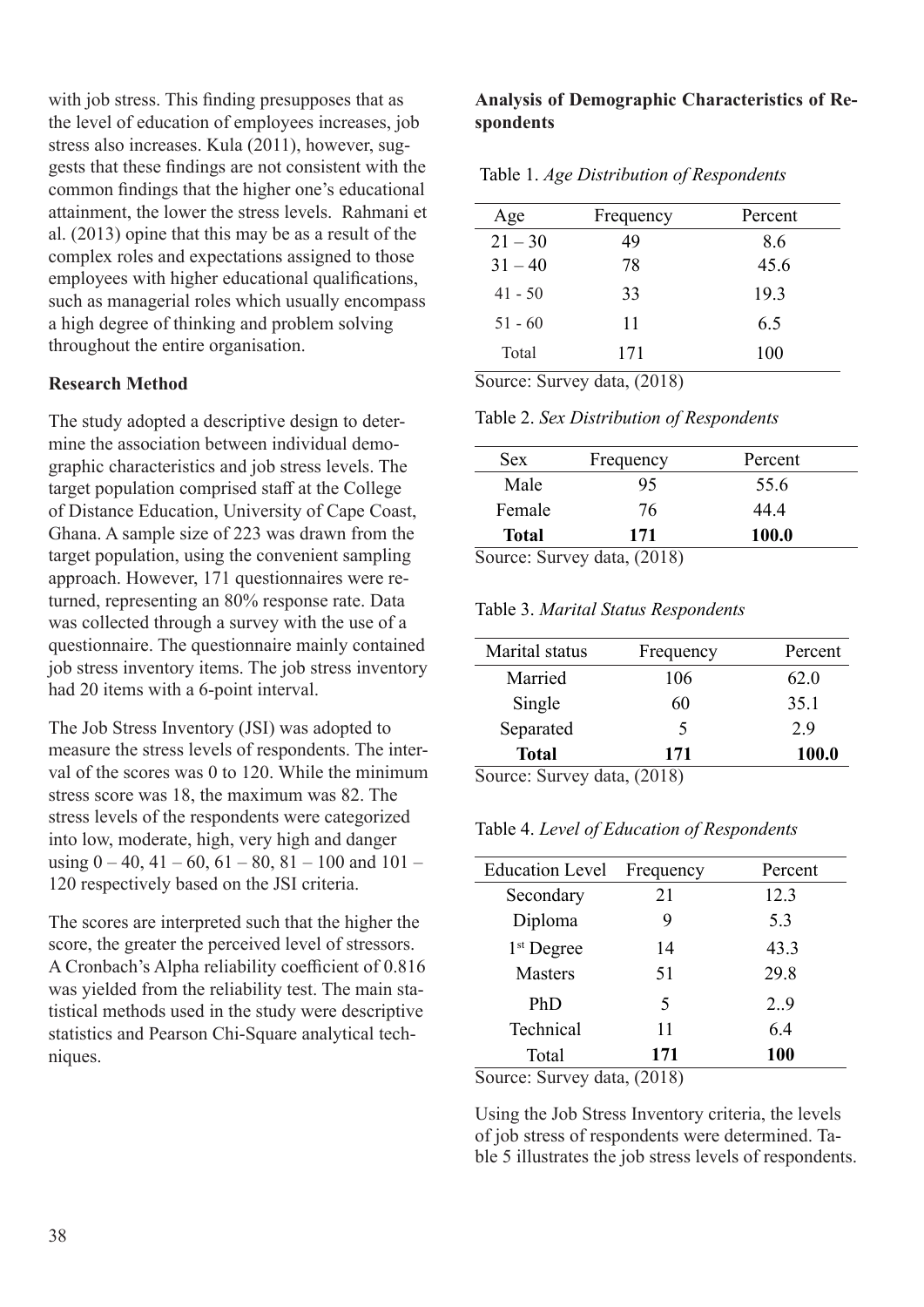with job stress. This finding presupposes that as the level of education of employees increases, job stress also increases. Kula (2011), however, suggests that these findings are not consistent with the common findings that the higher one's educational attainment, the lower the stress levels. Rahmani et al. (2013) opine that this may be as a result of the complex roles and expectations assigned to those employees with higher educational qualifications, such as managerial roles which usually encompass a high degree of thinking and problem solving throughout the entire organisation.

### Research Method

The study adopted a descriptive design to determine the association between individual demographic characteristics and job stress levels. The target population comprised staff at the College of Distance Education, University of Cape Coast, Ghana. A sample size of 223 was drawn from the target population, using the convenient sampling approach. However, 171 questionnaires were returned, representing an 80% response rate. Data was collected through a survey with the use of a questionnaire. The questionnaire mainly contained job stress inventory items. The job stress inventory had 20 items with a 6-point interval.

The Job Stress Inventory (JSI) was adopted to measure the stress levels of respondents. The interval of the scores was 0 to 120. While the minimum stress score was 18, the maximum was 82. The stress levels of the respondents were categorized into low, moderate, high, very high and danger using 0 – 40, 41 – 60, 61 – 80, 81 – 100 and 101 – 120 respectively based on the JSI criteria.

The scores are interpreted such that the higher the score, the greater the perceived level of stressors. A Cronbach's Alpha reliability coefficient of 0.816 was yielded from the reliability test. The main statistical methods used in the study were descriptive statistics and Pearson Chi-Square analytical techniques.

### Analysis of Demographic Characteristics of Respondents

Table 1. *Age Distribution of Respondents*

| Age | Frequency | Percent |
|---|---|---|
| 21 – 30 | 49 | 8.6 |
| 31 – 40 | 78 | 45.6 |
| 41 - 50 | 33 | 19.3 |
| 51 - 60 | 11 | 6.5 |
| Total | 171 | 100 |

Source: Survey data, (2018)

Table 2. *Sex Distribution of Respondents*

| Sex | Frequency | Percent |
|---|---|---|
| Male | 95 | 55.6 |
| Female | 76 | 44.4 |
| **Total** | **171** | **100.0** |

Source: Survey data, (2018)

Table 3. *Marital Status Respondents*

| Marital status | Frequency | Percent |
|---|---|---|
| Married | 106 | 62.0 |
| Single | 60 | 35.1 |
| Separated | 5 | 2.9 |
| **Total** | **171** | **100.0** |

Source: Survey data, (2018)

Table 4. *Level of Education of Respondents*

| Education Level | Frequency | Percent |
|---|---|---|
| Secondary | 21 | 12.3 |
| Diploma | 9 | 5.3 |
| 1st Degree | 14 | 43.3 |
| Masters | 51 | 29.8 |
| PhD | 5 | 2..9 |
| Technical | 11 | 6.4 |
| Total | **171** | **100** |

Source: Survey data, (2018)

Using the Job Stress Inventory criteria, the levels of job stress of respondents were determined. Table 5 illustrates the job stress levels of respondents.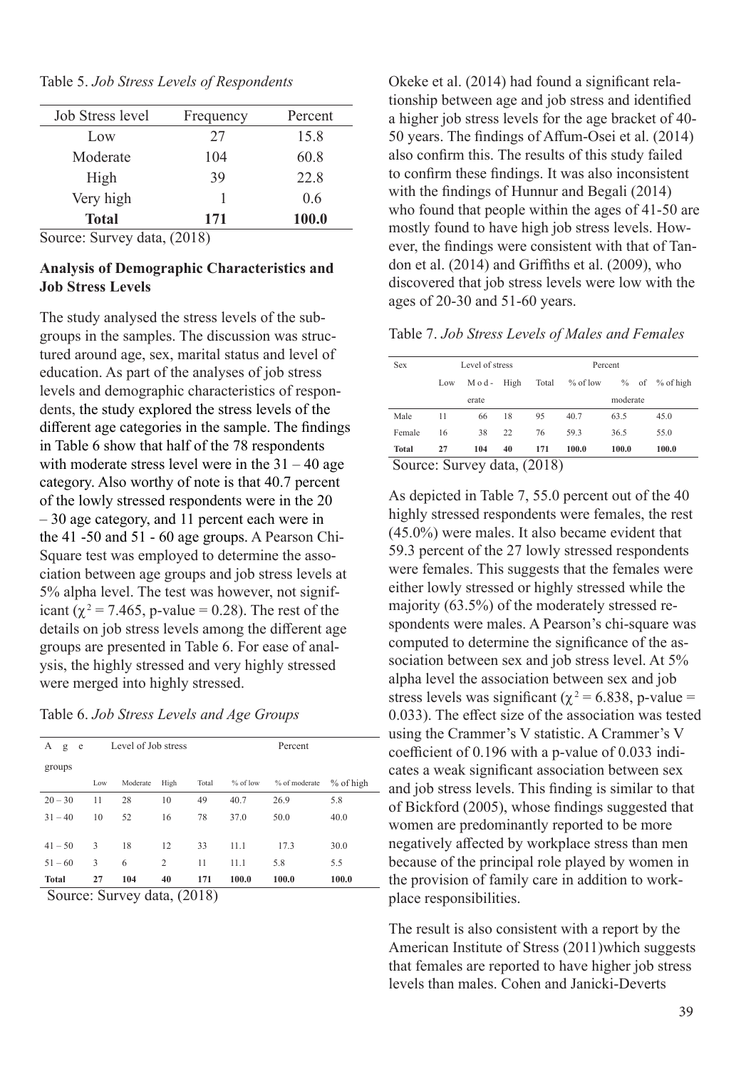Table 5. *Job Stress Levels of Respondents*

| Job Stress level | Frequency | Percent |
|---|---|---|
| Low | 27 | 15.8 |
| Moderate | 104 | 60.8 |
| High | 39 | 22.8 |
| Very high | 1 | 0.6 |
| **Total** | **171** | **100.0** |

Source: Survey data, (2018)

### Analysis of Demographic Characteristics and Job Stress Levels

The study analysed the stress levels of the subgroups in the samples. The discussion was structured around age, sex, marital status and level of education. As part of the analyses of job stress levels and demographic characteristics of respondents, the study explored the stress levels of the different age categories in the sample. The findings in Table 6 show that half of the 78 respondents with moderate stress level were in the 31 – 40 age category. Also worthy of note is that 40.7 percent of the lowly stressed respondents were in the 20 – 30 age category, and 11 percent each were in the 41 -50 and 51 - 60 age groups. A Pearson Chi-Square test was employed to determine the association between age groups and job stress levels at 5% alpha level. The test was however, not significant ($\chi^2 = 7.465$, p-value = 0.28). The rest of the details on job stress levels among the different age groups are presented in Table 6. For ease of analysis, the highly stressed and very highly stressed were merged into highly stressed.

Table 6. *Job Stress Levels and Age Groups*

| Age groups | Level of Job stress | | | | Percent | | |
|---|---|---|---|---|---|---|---|
| | Low | Moderate | High | Total | % of low | % of moderate | % of high |
| 20 – 30 | 11 | 28 | 10 | 49 | 40.7 | 26.9 | 5.8 |
| 31 – 40 | 10 | 52 | 16 | 78 | 37.0 | 50.0 | 40.0 |
| 41 – 50 | 3 | 18 | 12 | 33 | 11.1 | 17.3 | 30.0 |
| 51 – 60 | 3 | 6 | 2 | 11 | 11.1 | 5.8 | 5.5 |
| **Total** | **27** | **104** | **40** | **171** | **100.0** | **100.0** | **100.0** |

Source: Survey data, (2018)

Okeke et al. (2014) had found a significant relationship between age and job stress and identified a higher job stress levels for the age bracket of 40-50 years. The findings of Affum-Osei et al. (2014) also confirm this. The results of this study failed to confirm these findings. It was also inconsistent with the findings of Hunnur and Begali (2014) who found that people within the ages of 41-50 are mostly found to have high job stress levels. However, the findings were consistent with that of Tandon et al. (2014) and Griffiths et al. (2009), who discovered that job stress levels were low with the ages of 20-30 and 51-60 years.

Table 7. *Job Stress Levels of Males and Females*

| Sex | Level of stress | | | | Percent | | |
|---|---|---|---|---|---|---|---|
| | Low | Moderate | High | Total | % of low | % of moderate | % of high |
| Male | 11 | 66 | 18 | 95 | 40.7 | 63.5 | 45.0 |
| Female | 16 | 38 | 22 | 76 | 59.3 | 36.5 | 55.0 |
| **Total** | **27** | **104** | **40** | **171** | **100.0** | **100.0** | **100.0** |

Source: Survey data, (2018)

As depicted in Table 7, 55.0 percent out of the 40 highly stressed respondents were females, the rest (45.0%) were males. It also became evident that 59.3 percent of the 27 lowly stressed respondents were females. This suggests that the females were either lowly stressed or highly stressed while the majority (63.5%) of the moderately stressed respondents were males. A Pearson's chi-square was computed to determine the significance of the association between sex and job stress level. At 5% alpha level the association between sex and job stress levels was significant ($\chi^2 = 6.838$, p-value = 0.033). The effect size of the association was tested using the Crammer's V statistic. A Crammer's V coefficient of 0.196 with a p-value of 0.033 indicates a weak significant association between sex and job stress levels. This finding is similar to that of Bickford (2005), whose findings suggested that women are predominantly reported to be more negatively affected by workplace stress than men because of the principal role played by women in the provision of family care in addition to workplace responsibilities.

The result is also consistent with a report by the American Institute of Stress (2011)which suggests that females are reported to have higher job stress levels than males. Cohen and Janicki-Deverts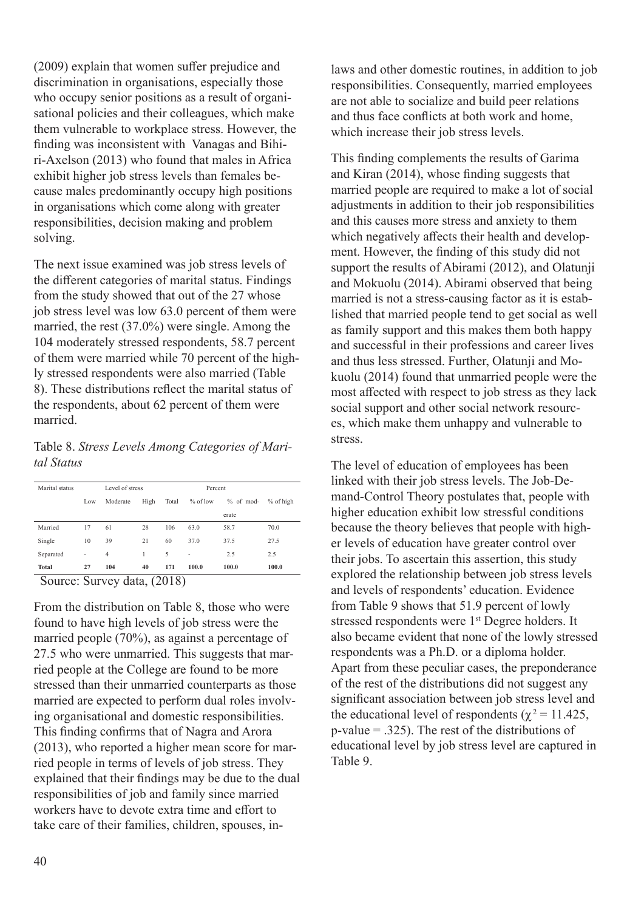(2009) explain that women suffer prejudice and discrimination in organisations, especially those who occupy senior positions as a result of organisational policies and their colleagues, which make them vulnerable to workplace stress. However, the finding was inconsistent with Vanagas and Bihiri-Axelson (2013) who found that males in Africa exhibit higher job stress levels than females because males predominantly occupy high positions in organisations which come along with greater responsibilities, decision making and problem solving.

The next issue examined was job stress levels of the different categories of marital status. Findings from the study showed that out of the 27 whose job stress level was low 63.0 percent of them were married, the rest (37.0%) were single. Among the 104 moderately stressed respondents, 58.7 percent of them were married while 70 percent of the highly stressed respondents were also married (Table 8). These distributions reflect the marital status of the respondents, about 62 percent of them were married.

Table 8. *Stress Levels Among Categories of Marital Status*

| Marital status | Level of stress | | | | Percent | | |
|---|---|---|---|---|---|---|---|
| | Low | Moderate | High | Total | % of low | % of moderate | % of high |
| Married | 17 | 61 | 28 | 106 | 63.0 | 58.7 | 70.0 |
| Single | 10 | 39 | 21 | 60 | 37.0 | 37.5 | 27.5 |
| Separated | - | 4 | 1 | 5 | - | 2.5 | 2.5 |
| **Total** | **27** | **104** | **40** | **171** | **100.0** | **100.0** | **100.0** |

Source: Survey data, (2018)

From the distribution on Table 8, those who were found to have high levels of job stress were the married people (70%), as against a percentage of 27.5 who were unmarried. This suggests that married people at the College are found to be more stressed than their unmarried counterparts as those married are expected to perform dual roles involving organisational and domestic responsibilities. This finding confirms that of Nagra and Arora (2013), who reported a higher mean score for married people in terms of levels of job stress. They explained that their findings may be due to the dual responsibilities of job and family since married workers have to devote extra time and effort to take care of their families, children, spouses, in-laws and other domestic routines, in addition to job responsibilities. Consequently, married employees are not able to socialize and build peer relations and thus face conflicts at both work and home, which increase their job stress levels.

This finding complements the results of Garima and Kiran (2014), whose finding suggests that married people are required to make a lot of social adjustments in addition to their job responsibilities and this causes more stress and anxiety to them which negatively affects their health and development. However, the finding of this study did not support the results of Abirami (2012), and Olatunji and Mokuolu (2014). Abirami observed that being married is not a stress-causing factor as it is established that married people tend to get social as well as family support and this makes them both happy and successful in their professions and career lives and thus less stressed. Further, Olatunji and Mokuolu (2014) found that unmarried people were the most affected with respect to job stress as they lack social support and other social network resources, which make them unhappy and vulnerable to stress.

The level of education of employees has been linked with their job stress levels. The Job-Demand-Control Theory postulates that, people with higher education exhibit low stressful conditions because the theory believes that people with higher levels of education have greater control over their jobs. To ascertain this assertion, this study explored the relationship between job stress levels and levels of respondents' education. Evidence from Table 9 shows that 51.9 percent of lowly stressed respondents were 1st Degree holders. It also became evident that none of the lowly stressed respondents was a Ph.D. or a diploma holder. Apart from these peculiar cases, the preponderance of the rest of the distributions did not suggest any significant association between job stress level and the educational level of respondents ($\chi^2 = 11.425$, p-value = .325). The rest of the distributions of educational level by job stress level are captured in Table 9.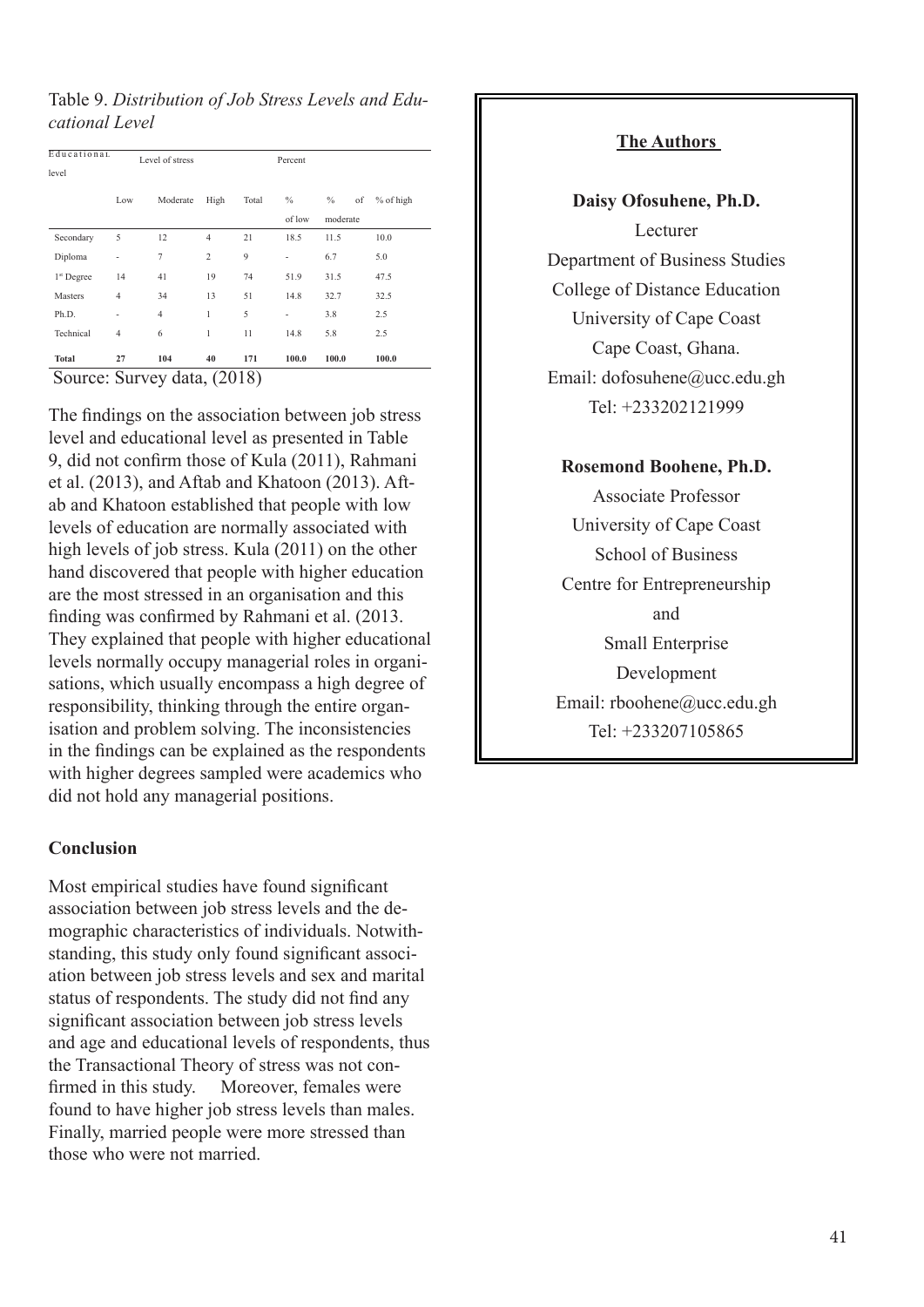Table 9. *Distribution of Job Stress Levels and Educational Level*

| Educational level | Level of stress | | | | Percent | | |
|---|---|---|---|---|---|---|---|
| | Low | Moderate | High | Total | % of low | % of moderate | % of high |
| Secondary | 5 | 12 | 4 | 21 | 18.5 | 11.5 | 10.0 |
| Diploma | - | 7 | 2 | 9 | - | 6.7 | 5.0 |
| 1st Degree | 14 | 41 | 19 | 74 | 51.9 | 31.5 | 47.5 |
| Masters | 4 | 34 | 13 | 51 | 14.8 | 32.7 | 32.5 |
| Ph.D. | - | 4 | 1 | 5 | - | 3.8 | 2.5 |
| Technical | 4 | 6 | 1 | 11 | 14.8 | 5.8 | 2.5 |
| **Total** | **27** | **104** | **40** | **171** | **100.0** | **100.0** | **100.0** |

Source: Survey data, (2018)

The findings on the association between job stress level and educational level as presented in Table 9, did not confirm those of Kula (2011), Rahmani et al. (2013), and Aftab and Khatoon (2013). Aftab and Khatoon established that people with low levels of education are normally associated with high levels of job stress. Kula (2011) on the other hand discovered that people with higher education are the most stressed in an organisation and this finding was confirmed by Rahmani et al. (2013. They explained that people with higher educational levels normally occupy managerial roles in organisations, which usually encompass a high degree of responsibility, thinking through the entire organisation and problem solving. The inconsistencies in the findings can be explained as the respondents with higher degrees sampled were academics who did not hold any managerial positions.

## Conclusion

Most empirical studies have found significant association between job stress levels and the demographic characteristics of individuals. Notwithstanding, this study only found significant association between job stress levels and sex and marital status of respondents. The study did not find any significant association between job stress levels and age and educational levels of respondents, thus the Transactional Theory of stress was not confirmed in this study. Moreover, females were found to have higher job stress levels than males. Finally, married people were more stressed than those who were not married.

## The Authors

**Daisy Ofosuhene, Ph.D.**
Lecturer
Department of Business Studies
College of Distance Education
University of Cape Coast
Cape Coast, Ghana.
Email: dofosuhene@ucc.edu.gh
Tel: +233202121999

**Rosemond Boohene, Ph.D.**
Associate Professor
University of Cape Coast
School of Business
Centre for Entrepreneurship
and
Small Enterprise
Development
Email: rboohene@ucc.edu.gh
Tel: +233207105865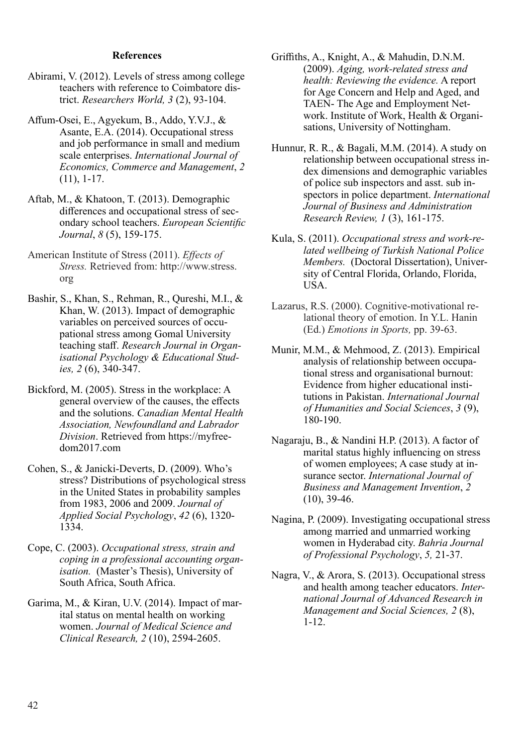## References

Abirami, V. (2012). Levels of stress among college teachers with reference to Coimbatore district. *Researchers World, 3* (2), 93-104.

Affum-Osei, E., Agyekum, B., Addo, Y.V.J., & Asante, E.A. (2014). Occupational stress and job performance in small and medium scale enterprises. *International Journal of Economics, Commerce and Management*, *2* (11), 1-17.

Aftab, M., & Khatoon, T. (2013). Demographic differences and occupational stress of secondary school teachers. *European Scientific Journal*, *8* (5), 159-175.

American Institute of Stress (2011). *Effects of Stress.* Retrieved from: http://www.stress.org

Bashir, S., Khan, S., Rehman, R., Qureshi, M.I., & Khan, W. (2013). Impact of demographic variables on perceived sources of occupational stress among Gomal University teaching staff. *Research Journal in Organisational Psychology & Educational Studies, 2* (6), 340-347.

Bickford, M. (2005). Stress in the workplace: A general overview of the causes, the effects and the solutions. *Canadian Mental Health Association, Newfoundland and Labrador Division*. Retrieved from https://myfreedom2017.com

Cohen, S., & Janicki-Deverts, D. (2009). Who's stress? Distributions of psychological stress in the United States in probability samples from 1983, 2006 and 2009. *Journal of Applied Social Psychology*, *42* (6), 1320-1334.

Cope, C. (2003). *Occupational stress, strain and coping in a professional accounting organisation.* (Master's Thesis), University of South Africa, South Africa.

Garima, M., & Kiran, U.V. (2014). Impact of marital status on mental health on working women. *Journal of Medical Science and Clinical Research, 2* (10), 2594-2605.

Griffiths, A., Knight, A., & Mahudin, D.N.M. (2009). *Aging, work-related stress and health: Reviewing the evidence.* A report for Age Concern and Help and Aged, and TAEN- The Age and Employment Network. Institute of Work, Health & Organisations, University of Nottingham.

Hunnur, R. R., & Bagali, M.M. (2014). A study on relationship between occupational stress index dimensions and demographic variables of police sub inspectors and asst. sub inspectors in police department. *International Journal of Business and Administration Research Review, 1* (3), 161-175.

Kula, S. (2011). *Occupational stress and work-related wellbeing of Turkish National Police Members.* (Doctoral Dissertation), University of Central Florida, Orlando, Florida, USA.

Lazarus, R.S. (2000). Cognitive-motivational relational theory of emotion. In Y.L. Hanin (Ed.) *Emotions in Sports,* pp. 39-63.

Munir, M.M., & Mehmood, Z. (2013). Empirical analysis of relationship between occupational stress and organisational burnout: Evidence from higher educational institutions in Pakistan. *International Journal of Humanities and Social Sciences*, *3* (9), 180-190.

Nagaraju, B., & Nandini H.P. (2013). A factor of marital status highly influencing on stress of women employees; A case study at insurance sector. *International Journal of Business and Management Invention*, *2* (10), 39-46.

Nagina, P. (2009). Investigating occupational stress among married and unmarried working women in Hyderabad city. *Bahria Journal of Professional Psychology*, *5,* 21-37.

Nagra, V., & Arora, S. (2013). Occupational stress and health among teacher educators. *International Journal of Advanced Research in Management and Social Sciences, 2* (8), 1-12.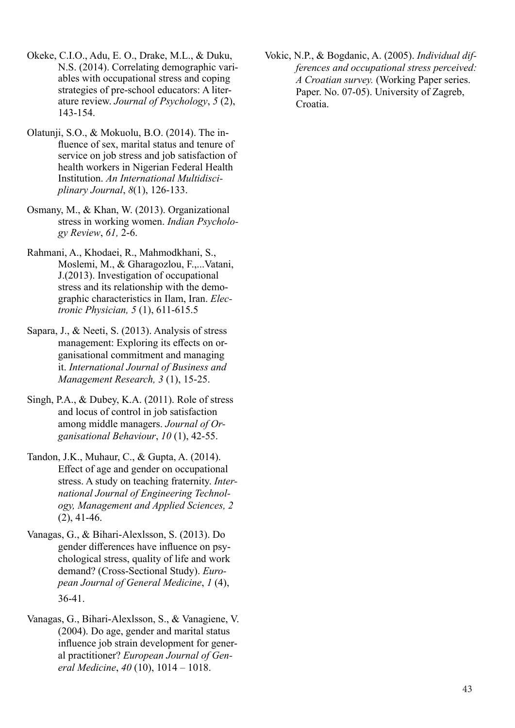Okeke, C.I.O., Adu, E. O., Drake, M.L., & Duku, N.S. (2014). Correlating demographic variables with occupational stress and coping strategies of pre-school educators: A literature review. *Journal of Psychology*, *5* (2), 143-154.

Olatunji, S.O., & Mokuolu, B.O. (2014). The influence of sex, marital status and tenure of service on job stress and job satisfaction of health workers in Nigerian Federal Health Institution. *An International Multidisciplinary Journal*, *8*(1), 126-133.

Osmany, M., & Khan, W. (2013). Organizational stress in working women. *Indian Psychology Review*, *61,* 2-6.

Rahmani, A., Khodaei, R., Mahmodkhani, S., Moslemi, M., & Gharagozlou, F.,...Vatani, J.(2013). Investigation of occupational stress and its relationship with the demographic characteristics in Ilam, Iran. *Electronic Physician, 5* (1), 611-615.5

Sapara, J., & Neeti, S. (2013). Analysis of stress management: Exploring its effects on organisational commitment and managing it. *International Journal of Business and Management Research, 3* (1), 15-25.

Singh, P.A., & Dubey, K.A. (2011). Role of stress and locus of control in job satisfaction among middle managers. *Journal of Organisational Behaviour*, *10* (1), 42-55.

Tandon, J.K., Muhaur, C., & Gupta, A. (2014). Effect of age and gender on occupational stress. A study on teaching fraternity. *International Journal of Engineering Technology, Management and Applied Sciences, 2* (2), 41-46.

Vanagas, G., & Bihari-Alexlsson, S. (2013). Do gender differences have influence on psychological stress, quality of life and work demand? (Cross-Sectional Study). *European Journal of General Medicine*, *1* (4), 36-41.

Vanagas, G., Bihari-Alexlsson, S., & Vanagiene, V. (2004). Do age, gender and marital status influence job strain development for general practitioner? *European Journal of General Medicine*, *40* (10), 1014 – 1018.

Vokic, N.P., & Bogdanic, A. (2005). *Individual differences and occupational stress perceived: A Croatian survey.* (Working Paper series. Paper. No. 07-05). University of Zagreb, Croatia.